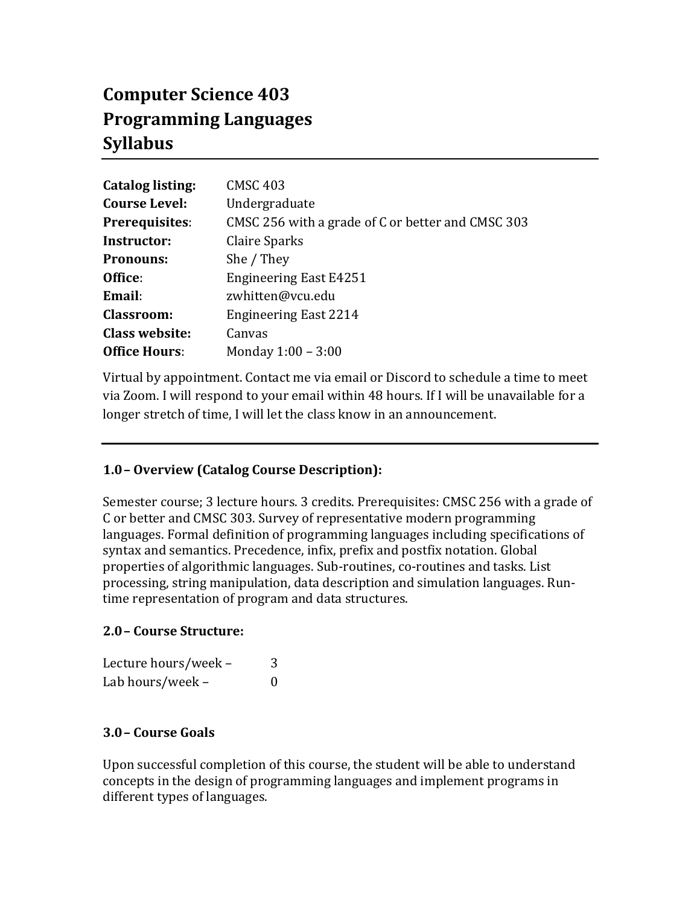# Computer Science 403
# Programming Languages
# Syllabus

| | |
|---|---|
| **Catalog listing:** | CMSC 403 |
| **Course Level:** | Undergraduate |
| **Prerequisites**: | CMSC 256 with a grade of C or better and CMSC 303 |
| **Instructor:** | Claire Sparks |
| **Pronouns:** | She / They |
| **Office**: | Engineering East E4251 |
| **Email**: | zwhitten@vcu.edu |
| **Classroom:** | Engineering East 2214 |
| **Class website:** | Canvas |
| **Office Hours**: | Monday 1:00 – 3:00 |

Virtual by appointment. Contact me via email or Discord to schedule a time to meet via Zoom. I will respond to your email within 48 hours. If I will be unavailable for a longer stretch of time, I will let the class know in an announcement.

---

### 1.0 – Overview (Catalog Course Description):

Semester course; 3 lecture hours. 3 credits. Prerequisites: CMSC 256 with a grade of C or better and CMSC 303. Survey of representative modern programming languages. Formal definition of programming languages including specifications of syntax and semantics. Precedence, infix, prefix and postfix notation. Global properties of algorithmic languages. Sub-routines, co-routines and tasks. List processing, string manipulation, data description and simulation languages. Run-time representation of program and data structures.

### 2.0 – Course Structure:

| | |
|---|---|
| Lecture hours/week – | 3 |
| Lab hours/week – | 0 |

### 3.0 – Course Goals

Upon successful completion of this course, the student will be able to understand concepts in the design of programming languages and implement programs in different types of languages.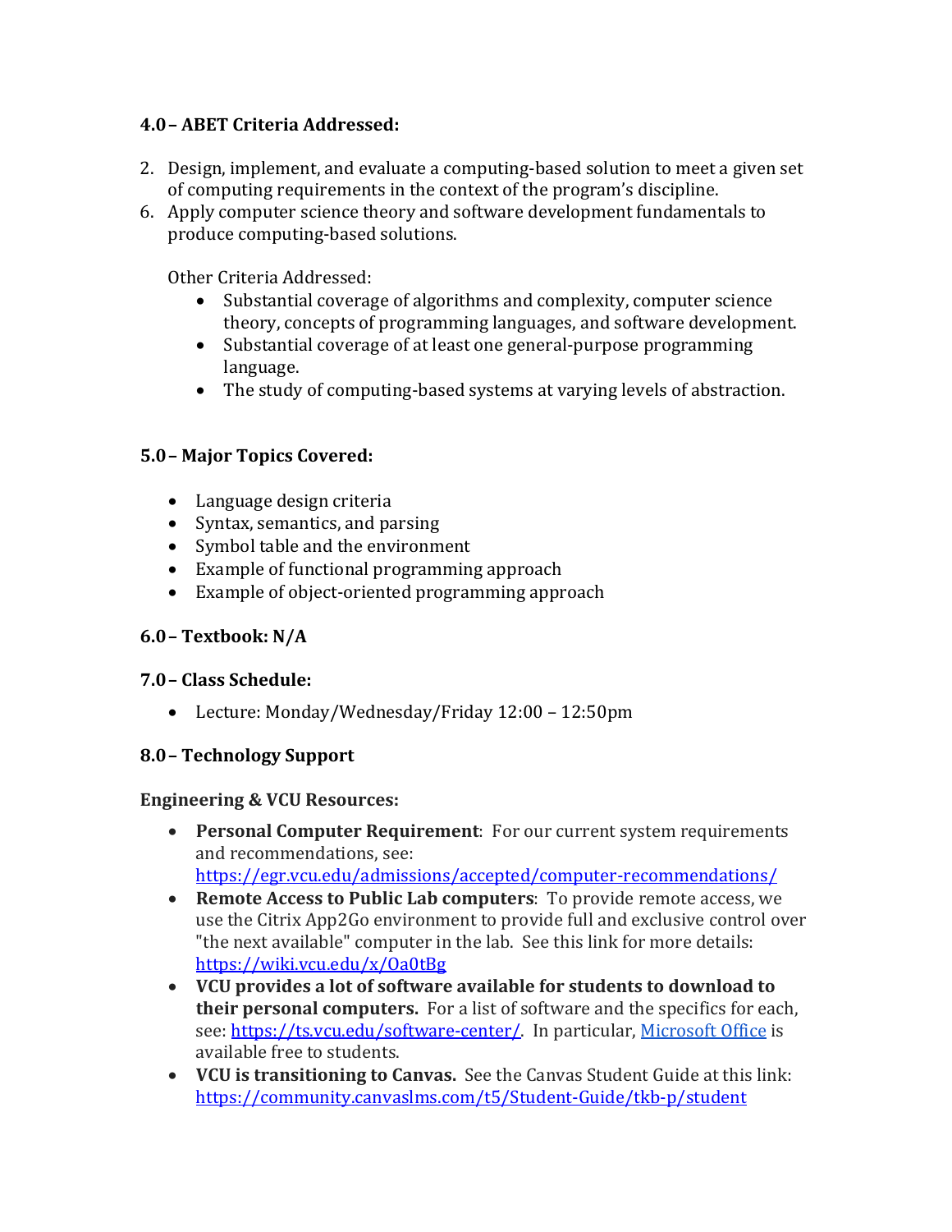### 4.0 – ABET Criteria Addressed:

2. Design, implement, and evaluate a computing-based solution to meet a given set of computing requirements in the context of the program's discipline.
6. Apply computer science theory and software development fundamentals to produce computing-based solutions.

   Other Criteria Addressed:

   - Substantial coverage of algorithms and complexity, computer science theory, concepts of programming languages, and software development.
   - Substantial coverage of at least one general-purpose programming language.
   - The study of computing-based systems at varying levels of abstraction.

### 5.0 – Major Topics Covered:

- Language design criteria
- Syntax, semantics, and parsing
- Symbol table and the environment
- Example of functional programming approach
- Example of object-oriented programming approach

### 6.0 – Textbook: N/A

### 7.0 – Class Schedule:

- Lecture: Monday/Wednesday/Friday 12:00 – 12:50pm

### 8.0 – Technology Support

**Engineering & VCU Resources:**

- **Personal Computer Requirement**: For our current system requirements and recommendations, see: https://egr.vcu.edu/admissions/accepted/computer-recommendations/
- **Remote Access to Public Lab computers**: To provide remote access, we use the Citrix App2Go environment to provide full and exclusive control over "the next available" computer in the lab. See this link for more details: https://wiki.vcu.edu/x/Oa0tBg
- **VCU provides a lot of software available for students to download to their personal computers.** For a list of software and the specifics for each, see: https://ts.vcu.edu/software-center/. In particular, Microsoft Office is available free to students.
- **VCU is transitioning to Canvas.** See the Canvas Student Guide at this link: https://community.canvaslms.com/t5/Student-Guide/tkb-p/student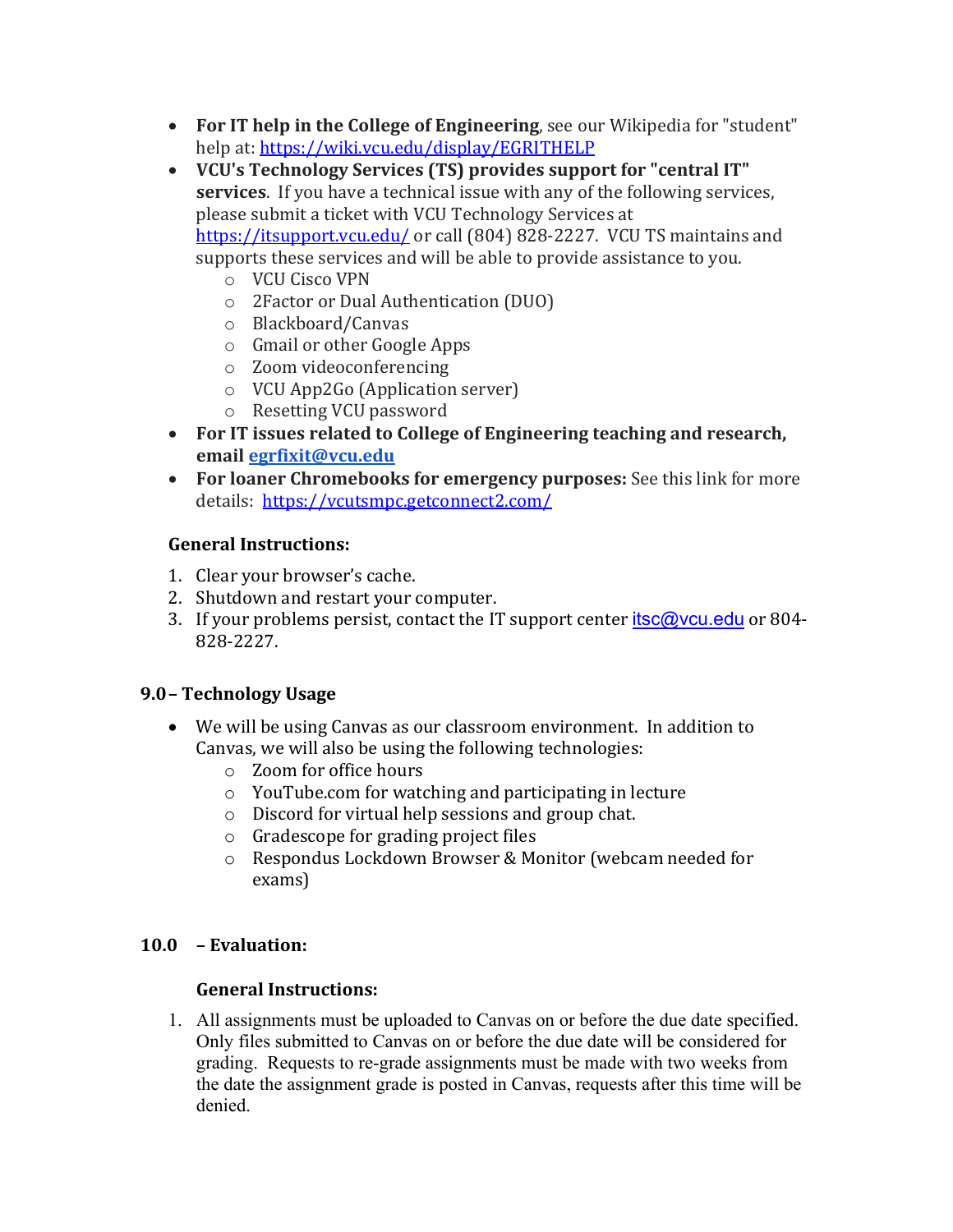- **For IT help in the College of Engineering**, see our Wikipedia for "student" help at: https://wiki.vcu.edu/display/EGRITHELP
- **VCU's Technology Services (TS) provides support for "central IT" services**. If you have a technical issue with any of the following services, please submit a ticket with VCU Technology Services at https://itsupport.vcu.edu/ or call (804) 828-2227. VCU TS maintains and supports these services and will be able to provide assistance to you.
  - VCU Cisco VPN
  - 2Factor or Dual Authentication (DUO)
  - Blackboard/Canvas
  - Gmail or other Google Apps
  - Zoom videoconferencing
  - VCU App2Go (Application server)
  - Resetting VCU password
- **For IT issues related to College of Engineering teaching and research, email egrfixit@vcu.edu**
- **For loaner Chromebooks for emergency purposes:** See this link for more details: https://vcutsmpc.getconnect2.com/

**General Instructions:**

1. Clear your browser's cache.
2. Shutdown and restart your computer.
3. If your problems persist, contact the IT support center itsc@vcu.edu or 804-828-2227.

## 9.0 – Technology Usage

- We will be using Canvas as our classroom environment. In addition to Canvas, we will also be using the following technologies:
  - Zoom for office hours
  - YouTube.com for watching and participating in lecture
  - Discord for virtual help sessions and group chat.
  - Gradescope for grading project files
  - Respondus Lockdown Browser & Monitor (webcam needed for exams)

## 10.0 – Evaluation:

**General Instructions:**

1. All assignments must be uploaded to Canvas on or before the due date specified. Only files submitted to Canvas on or before the due date will be considered for grading. Requests to re-grade assignments must be made with two weeks from the date the assignment grade is posted in Canvas, requests after this time will be denied.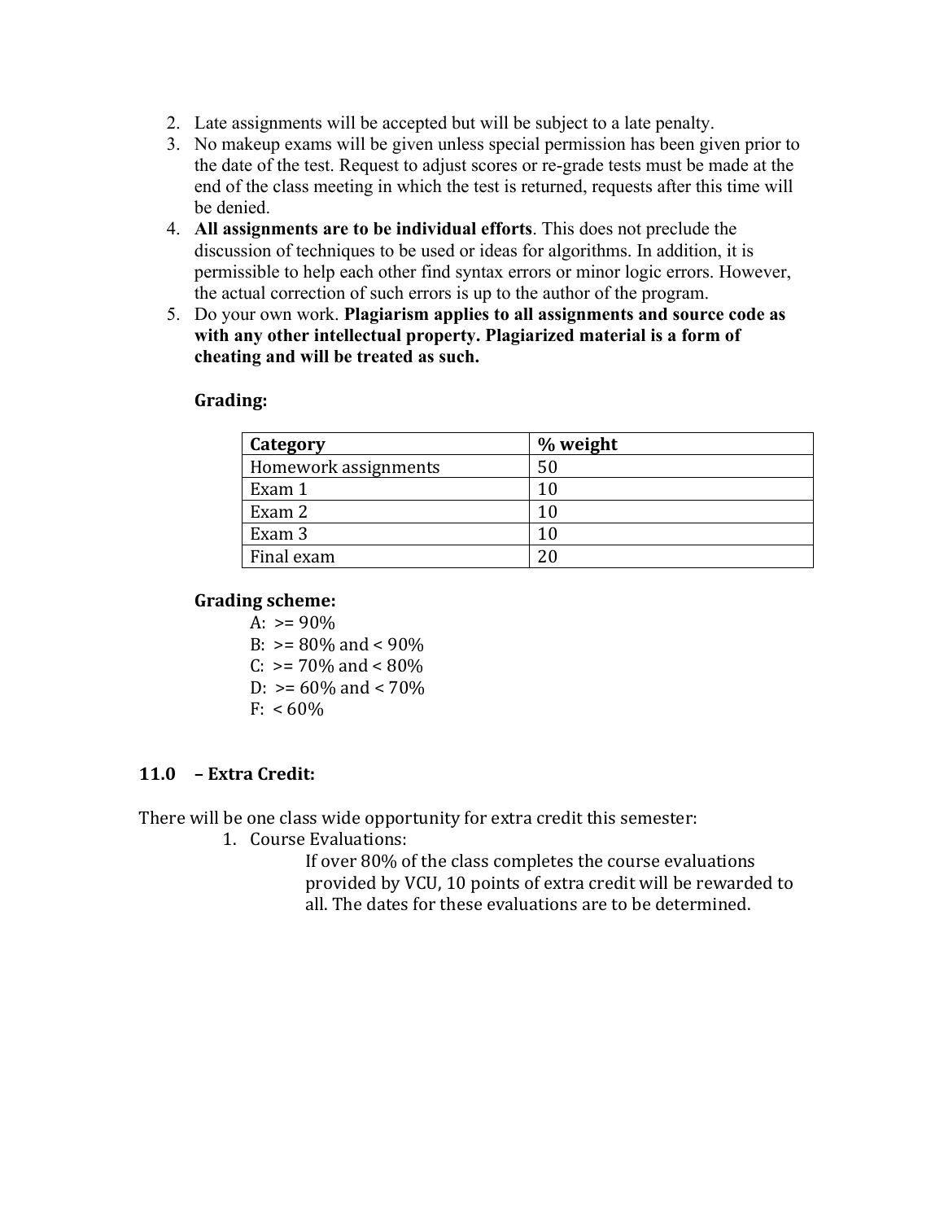2. Late assignments will be accepted but will be subject to a late penalty.
3. No makeup exams will be given unless special permission has been given prior to the date of the test. Request to adjust scores or re-grade tests must be made at the end of the class meeting in which the test is returned, requests after this time will be denied.
4. **All assignments are to be individual efforts**. This does not preclude the discussion of techniques to be used or ideas for algorithms. In addition, it is permissible to help each other find syntax errors or minor logic errors. However, the actual correction of such errors is up to the author of the program.
5. Do your own work. **Plagiarism applies to all assignments and source code as with any other intellectual property. Plagiarized material is a form of cheating and will be treated as such.**

**Grading:**

| Category | % weight |
|---|---|
| Homework assignments | 50 |
| Exam 1 | 10 |
| Exam 2 | 10 |
| Exam 3 | 10 |
| Final exam | 20 |

**Grading scheme:**

A: >= 90%
B: >= 80% and < 90%
C: >= 70% and < 80%
D: >= 60% and < 70%
F: < 60%

### 11.0 – Extra Credit:

There will be one class wide opportunity for extra credit this semester:

1. Course Evaluations:
   If over 80% of the class completes the course evaluations provided by VCU, 10 points of extra credit will be rewarded to all. The dates for these evaluations are to be determined.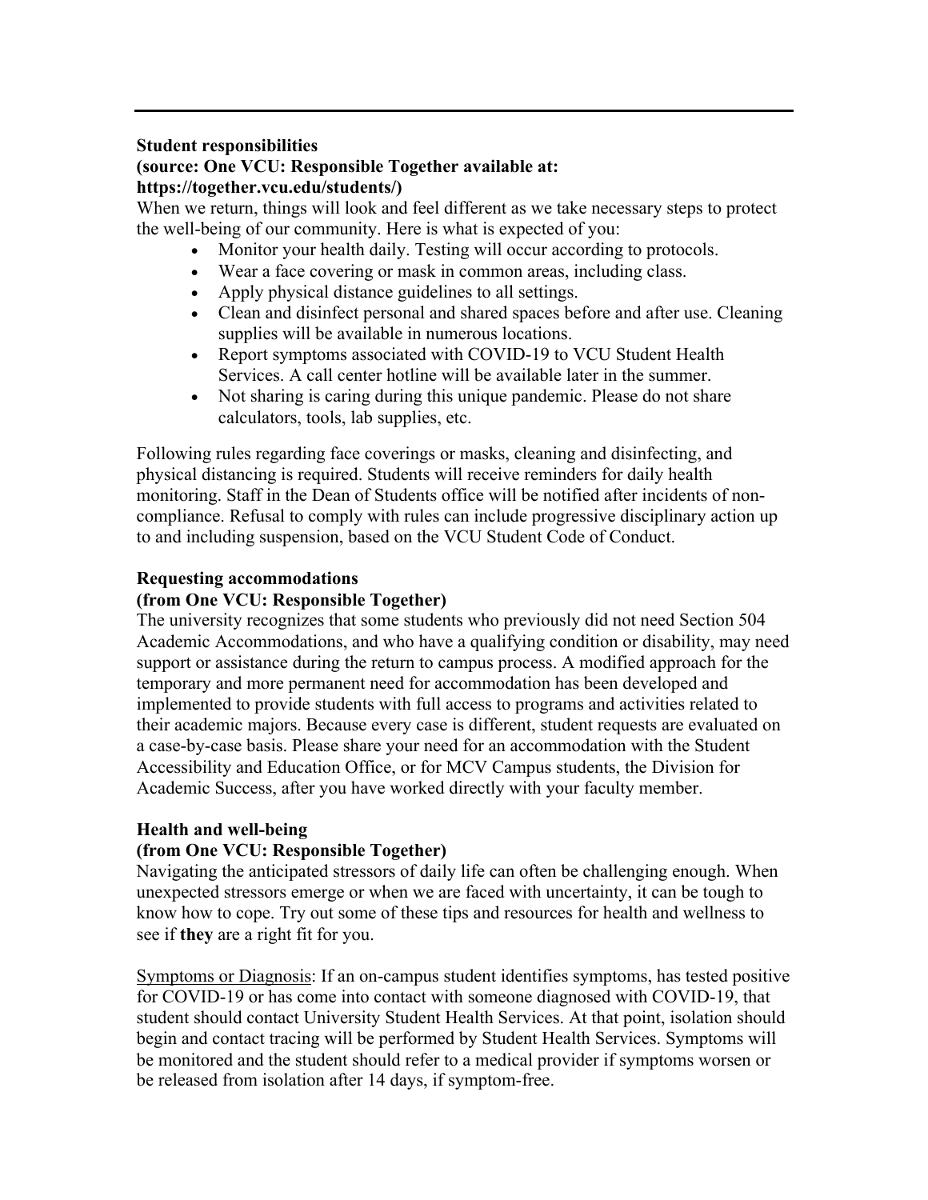**Student responsibilities**
**(source: One VCU: Responsible Together available at: https://together.vcu.edu/students/)**

When we return, things will look and feel different as we take necessary steps to protect the well-being of our community. Here is what is expected of you:

- Monitor your health daily. Testing will occur according to protocols.
- Wear a face covering or mask in common areas, including class.
- Apply physical distance guidelines to all settings.
- Clean and disinfect personal and shared spaces before and after use. Cleaning supplies will be available in numerous locations.
- Report symptoms associated with COVID-19 to VCU Student Health Services. A call center hotline will be available later in the summer.
- Not sharing is caring during this unique pandemic. Please do not share calculators, tools, lab supplies, etc.

Following rules regarding face coverings or masks, cleaning and disinfecting, and physical distancing is required. Students will receive reminders for daily health monitoring. Staff in the Dean of Students office will be notified after incidents of non-compliance. Refusal to comply with rules can include progressive disciplinary action up to and including suspension, based on the VCU Student Code of Conduct.

**Requesting accommodations**
**(from One VCU: Responsible Together)**

The university recognizes that some students who previously did not need Section 504 Academic Accommodations, and who have a qualifying condition or disability, may need support or assistance during the return to campus process. A modified approach for the temporary and more permanent need for accommodation has been developed and implemented to provide students with full access to programs and activities related to their academic majors. Because every case is different, student requests are evaluated on a case-by-case basis. Please share your need for an accommodation with the Student Accessibility and Education Office, or for MCV Campus students, the Division for Academic Success, after you have worked directly with your faculty member.

**Health and well-being**
**(from One VCU: Responsible Together)**

Navigating the anticipated stressors of daily life can often be challenging enough. When unexpected stressors emerge or when we are faced with uncertainty, it can be tough to know how to cope. Try out some of these tips and resources for health and wellness to see if **they** are a right fit for you.

Symptoms or Diagnosis: If an on-campus student identifies symptoms, has tested positive for COVID-19 or has come into contact with someone diagnosed with COVID-19, that student should contact University Student Health Services. At that point, isolation should begin and contact tracing will be performed by Student Health Services. Symptoms will be monitored and the student should refer to a medical provider if symptoms worsen or be released from isolation after 14 days, if symptom-free.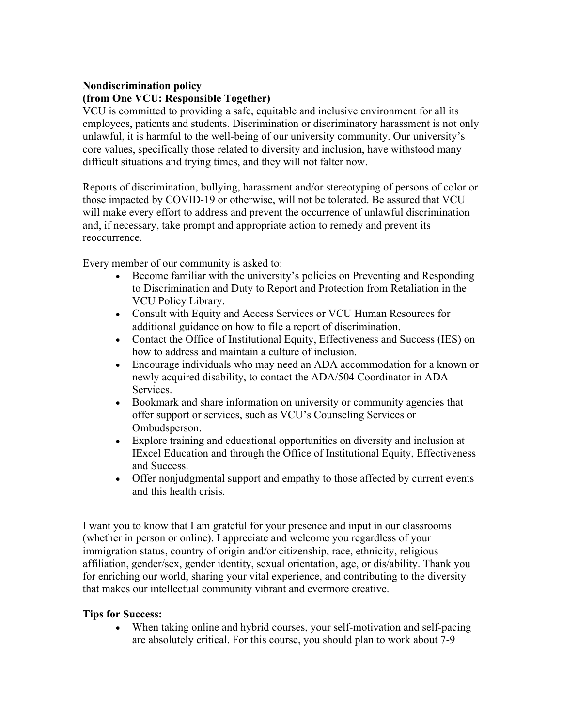**Nondiscrimination policy**
**(from One VCU: Responsible Together)**
VCU is committed to providing a safe, equitable and inclusive environment for all its employees, patients and students. Discrimination or discriminatory harassment is not only unlawful, it is harmful to the well-being of our university community. Our university's core values, specifically those related to diversity and inclusion, have withstood many difficult situations and trying times, and they will not falter now.

Reports of discrimination, bullying, harassment and/or stereotyping of persons of color or those impacted by COVID-19 or otherwise, will not be tolerated. Be assured that VCU will make every effort to address and prevent the occurrence of unlawful discrimination and, if necessary, take prompt and appropriate action to remedy and prevent its reoccurrence.

<u>Every member of our community is asked to</u>:

- Become familiar with the university's policies on Preventing and Responding to Discrimination and Duty to Report and Protection from Retaliation in the VCU Policy Library.
- Consult with Equity and Access Services or VCU Human Resources for additional guidance on how to file a report of discrimination.
- Contact the Office of Institutional Equity, Effectiveness and Success (IES) on how to address and maintain a culture of inclusion.
- Encourage individuals who may need an ADA accommodation for a known or newly acquired disability, to contact the ADA/504 Coordinator in ADA Services.
- Bookmark and share information on university or community agencies that offer support or services, such as VCU's Counseling Services or Ombudsperson.
- Explore training and educational opportunities on diversity and inclusion at IExcel Education and through the Office of Institutional Equity, Effectiveness and Success.
- Offer nonjudgmental support and empathy to those affected by current events and this health crisis.

I want you to know that I am grateful for your presence and input in our classrooms (whether in person or online). I appreciate and welcome you regardless of your immigration status, country of origin and/or citizenship, race, ethnicity, religious affiliation, gender/sex, gender identity, sexual orientation, age, or dis/ability. Thank you for enriching our world, sharing your vital experience, and contributing to the diversity that makes our intellectual community vibrant and evermore creative.

**Tips for Success:**

- When taking online and hybrid courses, your self-motivation and self-pacing are absolutely critical. For this course, you should plan to work about 7-9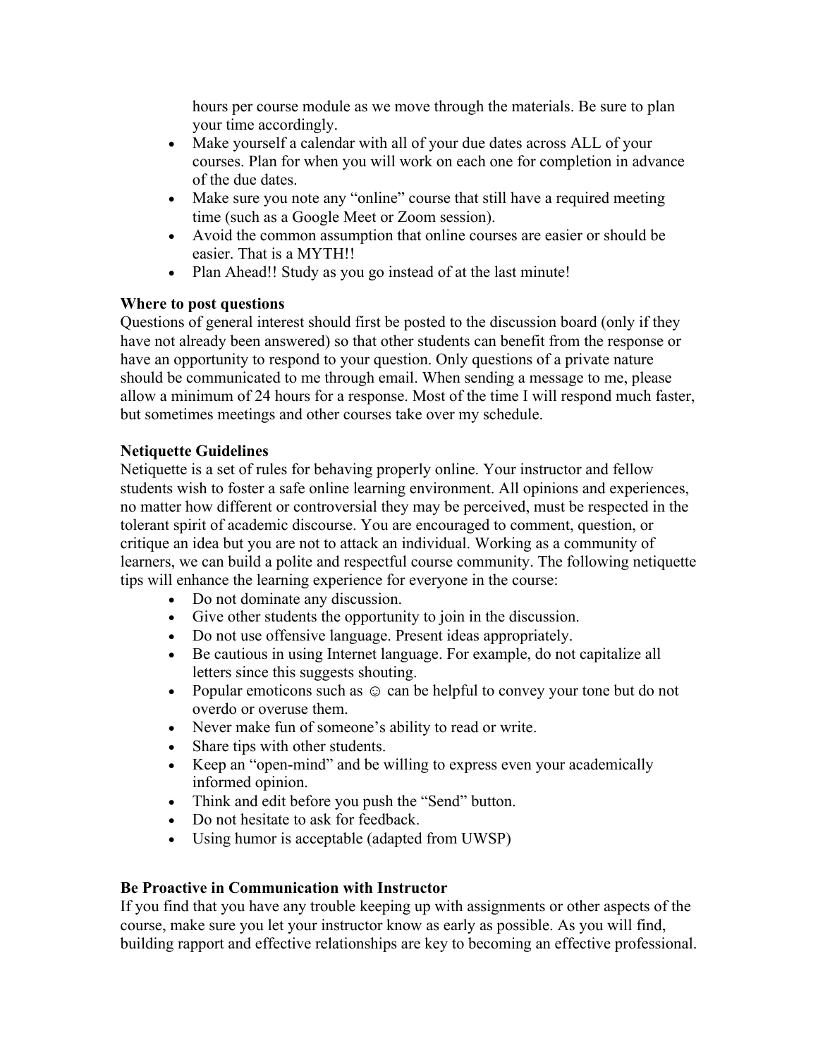hours per course module as we move through the materials. Be sure to plan your time accordingly.

- Make yourself a calendar with all of your due dates across ALL of your courses. Plan for when you will work on each one for completion in advance of the due dates.
- Make sure you note any "online" course that still have a required meeting time (such as a Google Meet or Zoom session).
- Avoid the common assumption that online courses are easier or should be easier. That is a MYTH!!
- Plan Ahead!! Study as you go instead of at the last minute!

**Where to post questions**

Questions of general interest should first be posted to the discussion board (only if they have not already been answered) so that other students can benefit from the response or have an opportunity to respond to your question. Only questions of a private nature should be communicated to me through email. When sending a message to me, please allow a minimum of 24 hours for a response. Most of the time I will respond much faster, but sometimes meetings and other courses take over my schedule.

**Netiquette Guidelines**

Netiquette is a set of rules for behaving properly online. Your instructor and fellow students wish to foster a safe online learning environment. All opinions and experiences, no matter how different or controversial they may be perceived, must be respected in the tolerant spirit of academic discourse. You are encouraged to comment, question, or critique an idea but you are not to attack an individual. Working as a community of learners, we can build a polite and respectful course community. The following netiquette tips will enhance the learning experience for everyone in the course:

- Do not dominate any discussion.
- Give other students the opportunity to join in the discussion.
- Do not use offensive language. Present ideas appropriately.
- Be cautious in using Internet language. For example, do not capitalize all letters since this suggests shouting.
- Popular emoticons such as ☺ can be helpful to convey your tone but do not overdo or overuse them.
- Never make fun of someone's ability to read or write.
- Share tips with other students.
- Keep an "open-mind" and be willing to express even your academically informed opinion.
- Think and edit before you push the "Send" button.
- Do not hesitate to ask for feedback.
- Using humor is acceptable (adapted from UWSP)

**Be Proactive in Communication with Instructor**

If you find that you have any trouble keeping up with assignments or other aspects of the course, make sure you let your instructor know as early as possible. As you will find, building rapport and effective relationships are key to becoming an effective professional.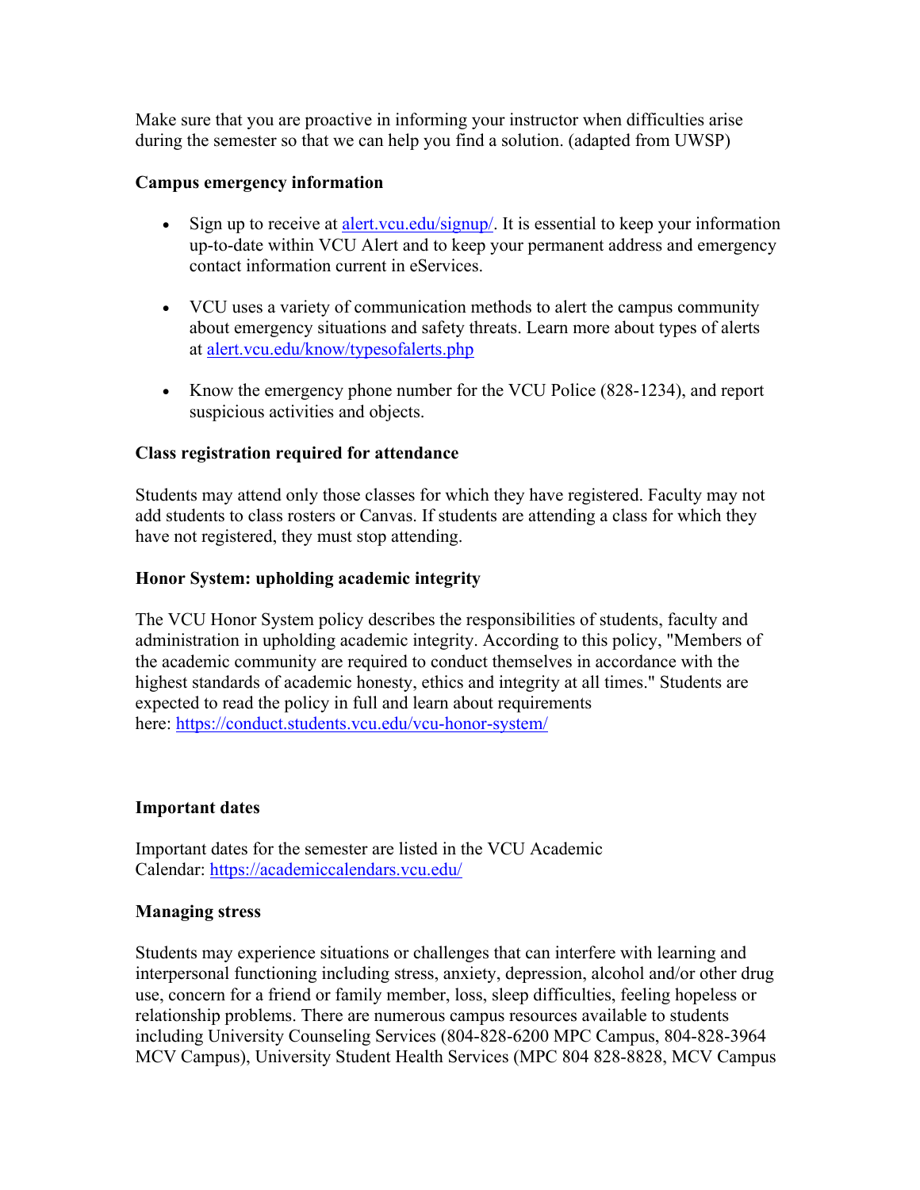Make sure that you are proactive in informing your instructor when difficulties arise during the semester so that we can help you find a solution. (adapted from UWSP)

**Campus emergency information**

- Sign up to receive at [alert.vcu.edu/signup/](alert.vcu.edu/signup/). It is essential to keep your information up-to-date within VCU Alert and to keep your permanent address and emergency contact information current in eServices.

- VCU uses a variety of communication methods to alert the campus community about emergency situations and safety threats. Learn more about types of alerts at [alert.vcu.edu/know/typesofalerts.php](alert.vcu.edu/know/typesofalerts.php)

- Know the emergency phone number for the VCU Police (828-1234), and report suspicious activities and objects.

**Class registration required for attendance**

Students may attend only those classes for which they have registered. Faculty may not add students to class rosters or Canvas. If students are attending a class for which they have not registered, they must stop attending.

**Honor System: upholding academic integrity**

The VCU Honor System policy describes the responsibilities of students, faculty and administration in upholding academic integrity. According to this policy, "Members of the academic community are required to conduct themselves in accordance with the highest standards of academic honesty, ethics and integrity at all times." Students are expected to read the policy in full and learn about requirements here: [https://conduct.students.vcu.edu/vcu-honor-system/](https://conduct.students.vcu.edu/vcu-honor-system/)

**Important dates**

Important dates for the semester are listed in the VCU Academic Calendar: [https://academiccalendars.vcu.edu/](https://academiccalendars.vcu.edu/)

**Managing stress**

Students may experience situations or challenges that can interfere with learning and interpersonal functioning including stress, anxiety, depression, alcohol and/or other drug use, concern for a friend or family member, loss, sleep difficulties, feeling hopeless or relationship problems. There are numerous campus resources available to students including University Counseling Services (804-828-6200 MPC Campus, 804-828-3964 MCV Campus), University Student Health Services (MPC 804 828-8828, MCV Campus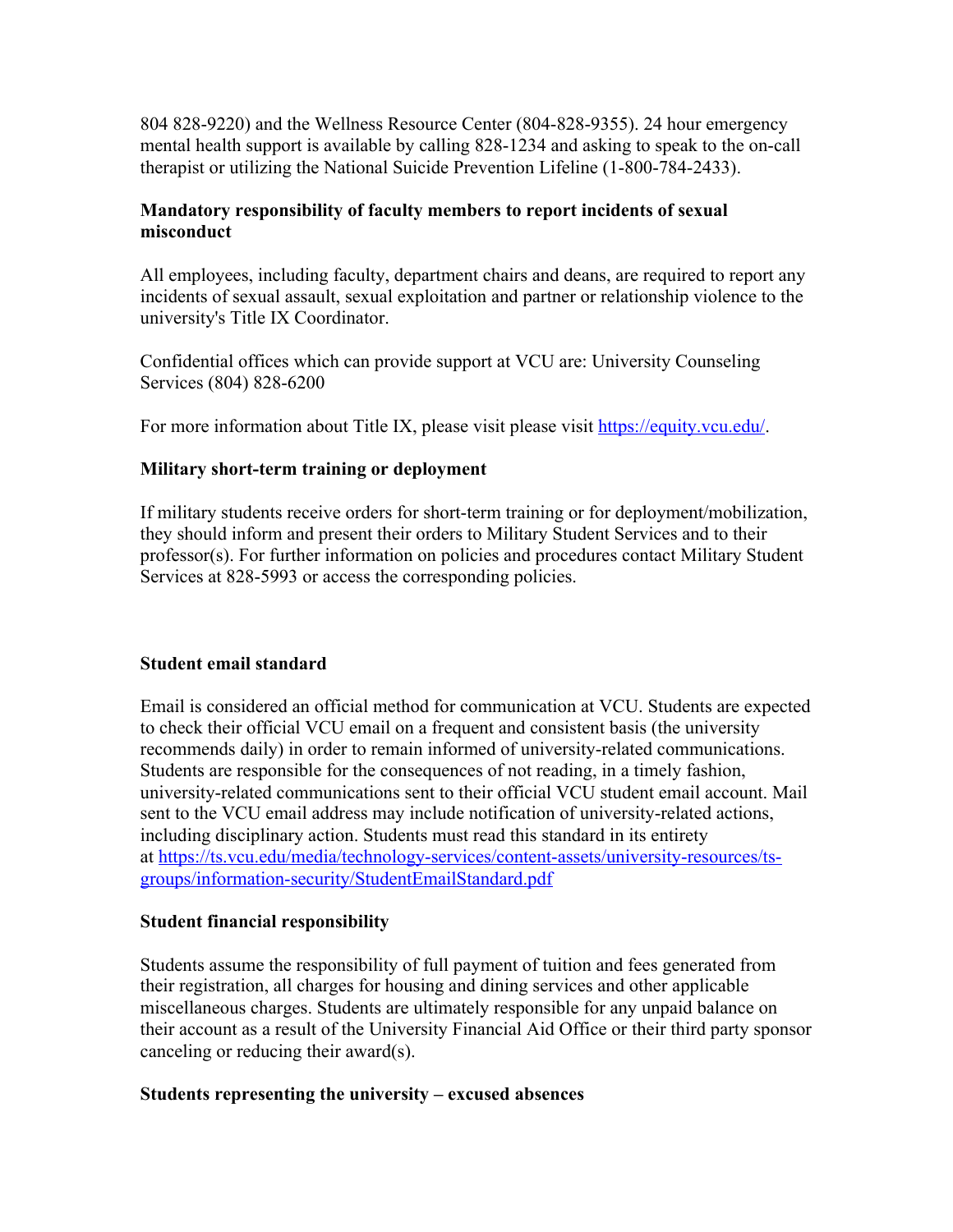804 828-9220) and the Wellness Resource Center (804-828-9355). 24 hour emergency mental health support is available by calling 828-1234 and asking to speak to the on-call therapist or utilizing the National Suicide Prevention Lifeline (1-800-784-2433).

**Mandatory responsibility of faculty members to report incidents of sexual misconduct**

All employees, including faculty, department chairs and deans, are required to report any incidents of sexual assault, sexual exploitation and partner or relationship violence to the university's Title IX Coordinator.

Confidential offices which can provide support at VCU are: University Counseling Services (804) 828-6200

For more information about Title IX, please visit please visit [https://equity.vcu.edu/](https://equity.vcu.edu/).

**Military short-term training or deployment**

If military students receive orders for short-term training or for deployment/mobilization, they should inform and present their orders to Military Student Services and to their professor(s). For further information on policies and procedures contact Military Student Services at 828-5993 or access the corresponding policies.

**Student email standard**

Email is considered an official method for communication at VCU. Students are expected to check their official VCU email on a frequent and consistent basis (the university recommends daily) in order to remain informed of university-related communications. Students are responsible for the consequences of not reading, in a timely fashion, university-related communications sent to their official VCU student email account. Mail sent to the VCU email address may include notification of university-related actions, including disciplinary action. Students must read this standard in its entirety at [https://ts.vcu.edu/media/technology-services/content-assets/university-resources/ts-groups/information-security/StudentEmailStandard.pdf](https://ts.vcu.edu/media/technology-services/content-assets/university-resources/ts-groups/information-security/StudentEmailStandard.pdf)

**Student financial responsibility**

Students assume the responsibility of full payment of tuition and fees generated from their registration, all charges for housing and dining services and other applicable miscellaneous charges. Students are ultimately responsible for any unpaid balance on their account as a result of the University Financial Aid Office or their third party sponsor canceling or reducing their award(s).

**Students representing the university – excused absences**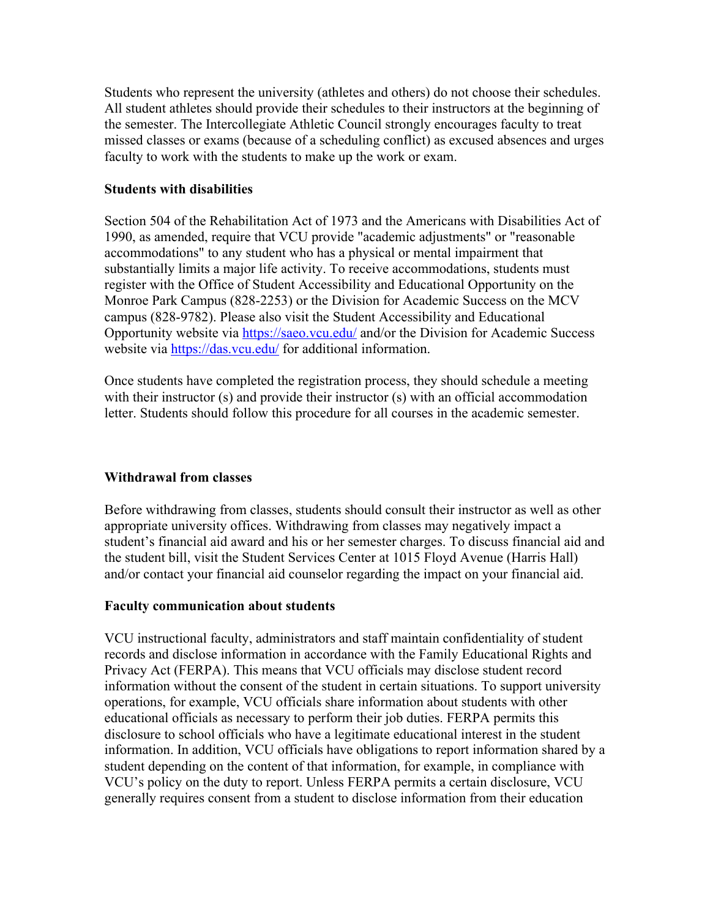Students who represent the university (athletes and others) do not choose their schedules. All student athletes should provide their schedules to their instructors at the beginning of the semester. The Intercollegiate Athletic Council strongly encourages faculty to treat missed classes or exams (because of a scheduling conflict) as excused absences and urges faculty to work with the students to make up the work or exam.

**Students with disabilities**

Section 504 of the Rehabilitation Act of 1973 and the Americans with Disabilities Act of 1990, as amended, require that VCU provide "academic adjustments" or "reasonable accommodations" to any student who has a physical or mental impairment that substantially limits a major life activity. To receive accommodations, students must register with the Office of Student Accessibility and Educational Opportunity on the Monroe Park Campus (828-2253) or the Division for Academic Success on the MCV campus (828-9782). Please also visit the Student Accessibility and Educational Opportunity website via [https://saeo.vcu.edu/](https://saeo.vcu.edu/) and/or the Division for Academic Success website via [https://das.vcu.edu/](https://das.vcu.edu/) for additional information.

Once students have completed the registration process, they should schedule a meeting with their instructor (s) and provide their instructor (s) with an official accommodation letter. Students should follow this procedure for all courses in the academic semester.

**Withdrawal from classes**

Before withdrawing from classes, students should consult their instructor as well as other appropriate university offices. Withdrawing from classes may negatively impact a student's financial aid award and his or her semester charges. To discuss financial aid and the student bill, visit the Student Services Center at 1015 Floyd Avenue (Harris Hall) and/or contact your financial aid counselor regarding the impact on your financial aid.

**Faculty communication about students**

VCU instructional faculty, administrators and staff maintain confidentiality of student records and disclose information in accordance with the Family Educational Rights and Privacy Act (FERPA). This means that VCU officials may disclose student record information without the consent of the student in certain situations. To support university operations, for example, VCU officials share information about students with other educational officials as necessary to perform their job duties. FERPA permits this disclosure to school officials who have a legitimate educational interest in the student information. In addition, VCU officials have obligations to report information shared by a student depending on the content of that information, for example, in compliance with VCU's policy on the duty to report. Unless FERPA permits a certain disclosure, VCU generally requires consent from a student to disclose information from their education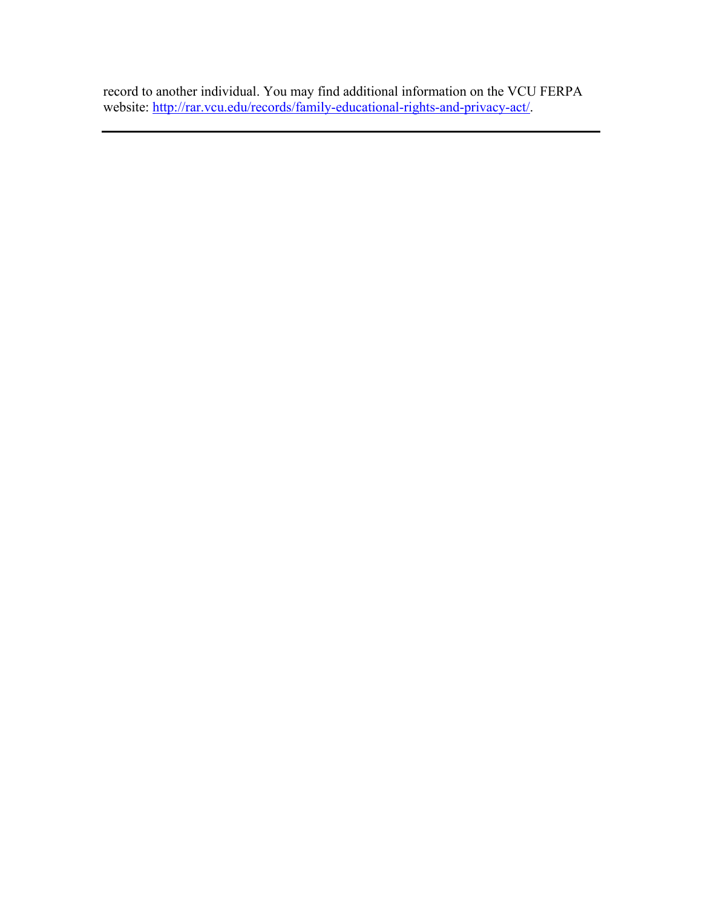record to another individual. You may find additional information on the VCU FERPA website: [http://rar.vcu.edu/records/family-educational-rights-and-privacy-act/](http://rar.vcu.edu/records/family-educational-rights-and-privacy-act/).

---